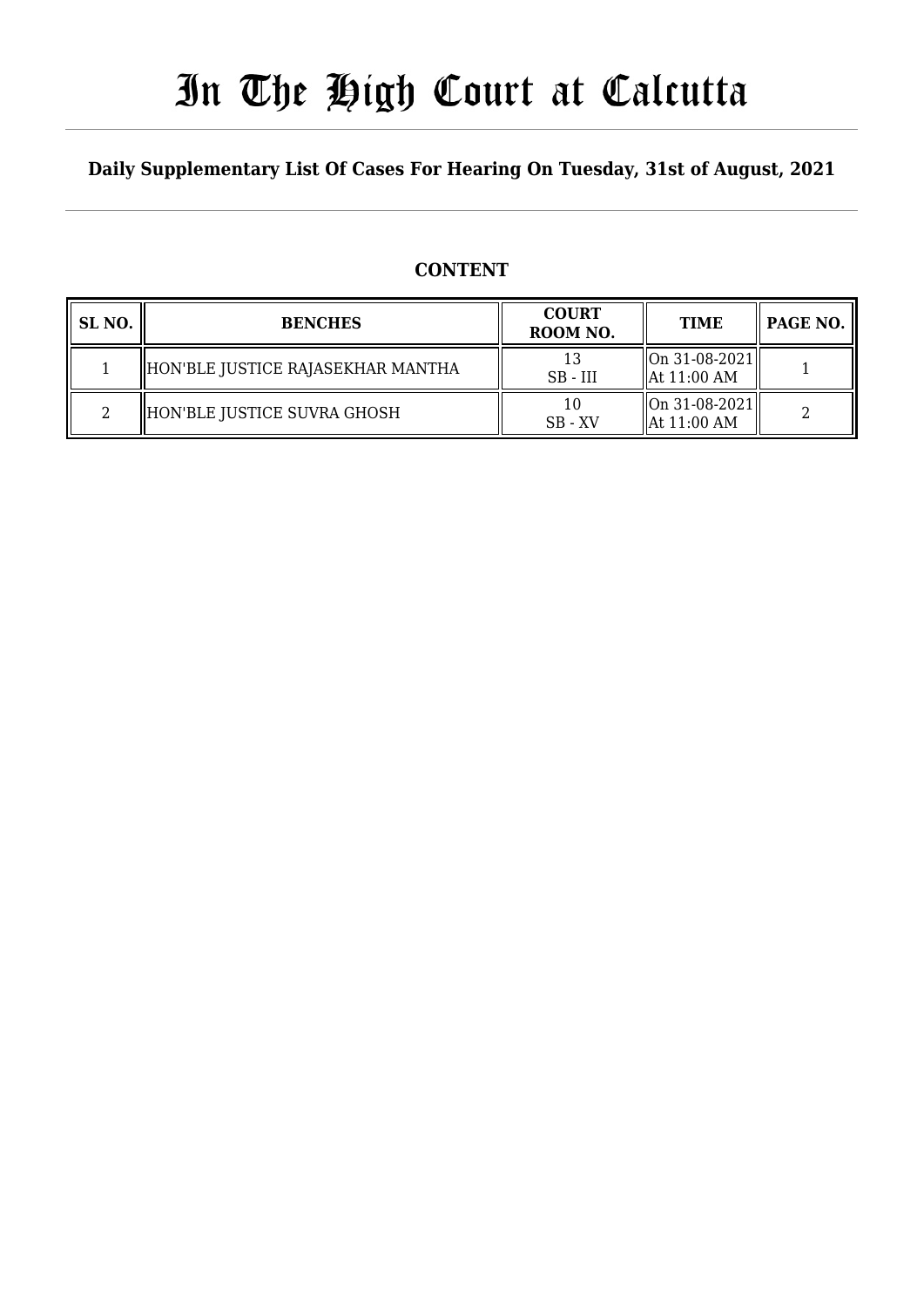# In The High Court at Calcutta

## Daily Supplementary List Of Cases For Hearing On Tuesday, 31st of August, 2021

### CONTENT

| SL NO. | BENCHES | COURT ROOM NO. | TIME | PAGE NO. |
|---|---|---|---|---|
| 1 | HON'BLE JUSTICE RAJASEKHAR MANTHA | 13<br>SB - III | On 31-08-2021<br>At 11:00 AM | 1 |
| 2 | HON'BLE JUSTICE SUVRA GHOSH | 10<br>SB - XV | On 31-08-2021<br>At 11:00 AM | 2 |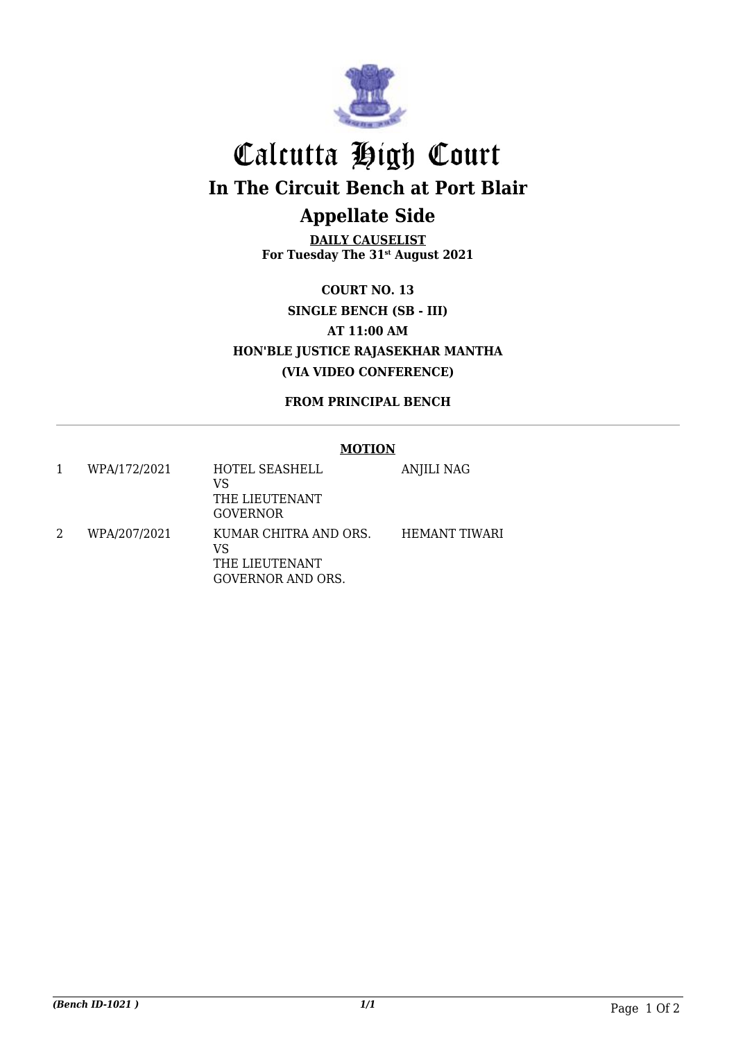# Calcutta High Court

## In The Circuit Bench at Port Blair

## Appellate Side

**DAILY CAUSELIST**
**For Tuesday The 31st August 2021**

**COURT NO. 13**
**SINGLE BENCH (SB - III)**
**AT 11:00 AM**
**HON'BLE JUSTICE RAJASEKHAR MANTHA**
**(VIA VIDEO CONFERENCE)**

**FROM PRINCIPAL BENCH**

---

**MOTION**

| | | | |
|---|---|---|---|
| 1 | WPA/172/2021 | HOTEL SEASHELL VS THE LIEUTENANT GOVERNOR | ANJILI NAG |
| 2 | WPA/207/2021 | KUMAR CHITRA AND ORS. VS THE LIEUTENANT GOVERNOR AND ORS. | HEMANT TIWARI |

*(Bench ID-1021 )* *1/1*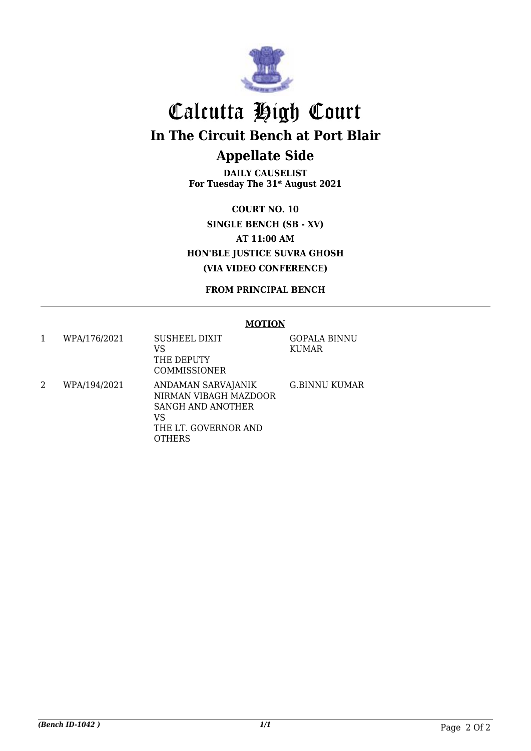# Calcutta High Court

## In The Circuit Bench at Port Blair

## Appellate Side

**DAILY CAUSELIST**
**For Tuesday The 31st August 2021**

**COURT NO. 10**
**SINGLE BENCH (SB - XV)**
**AT 11:00 AM**
**HON'BLE JUSTICE SUVRA GHOSH**
**(VIA VIDEO CONFERENCE)**

**FROM PRINCIPAL BENCH**

**MOTION**

| | | | |
|---|---|---|---|
| 1 | WPA/176/2021 | SUSHEEL DIXIT<br>VS<br>THE DEPUTY COMMISSIONER | GOPALA BINNU KUMAR |
| 2 | WPA/194/2021 | ANDAMAN SARVAJANIK NIRMAN VIBAGH MAZDOOR SANGH AND ANOTHER<br>VS<br>THE LT. GOVERNOR AND OTHERS | G.BINNU KUMAR |

*(Bench ID-1042 )*